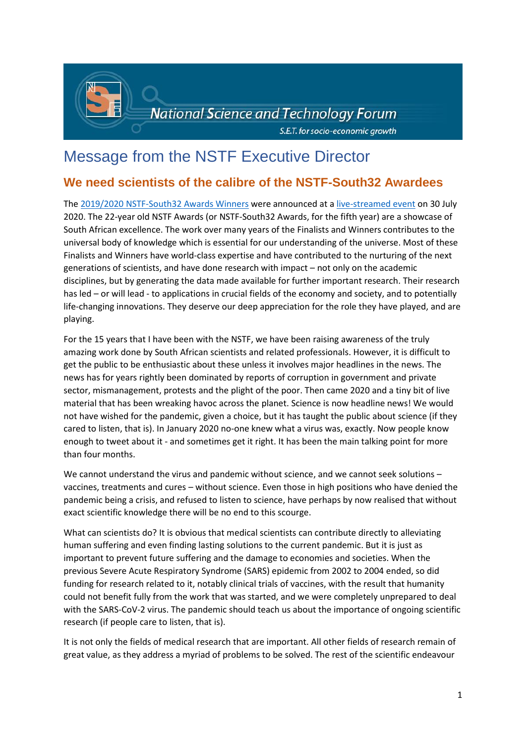# Message from the NSTF Executive Director

## We need scientists of the calibre of the NSTF-South32 Awardees

The 2019/2020 NSTF-South32 Awards Winners were announced at a live-streamed event on 30 July 2020. The 22-year old NSTF Awards (or NSTF-South32 Awards, for the fifth year) are a showcase of South African excellence. The work over many years of the Finalists and Winners contributes to the universal body of knowledge which is essential for our understanding of the universe. Most of these Finalists and Winners have world-class expertise and have contributed to the nurturing of the next generations of scientists, and have done research with impact – not only on the academic disciplines, but by generating the data made available for further important research. Their research has led – or will lead - to applications in crucial fields of the economy and society, and to potentially life-changing innovations. They deserve our deep appreciation for the role they have played, and are playing.

For the 15 years that I have been with the NSTF, we have been raising awareness of the truly amazing work done by South African scientists and related professionals. However, it is difficult to get the public to be enthusiastic about these unless it involves major headlines in the news. The news has for years rightly been dominated by reports of corruption in government and private sector, mismanagement, protests and the plight of the poor. Then came 2020 and a tiny bit of live material that has been wreaking havoc across the planet. Science is now headline news! We would not have wished for the pandemic, given a choice, but it has taught the public about science (if they cared to listen, that is). In January 2020 no-one knew what a virus was, exactly. Now people know enough to tweet about it - and sometimes get it right. It has been the main talking point for more than four months.

We cannot understand the virus and pandemic without science, and we cannot seek solutions – vaccines, treatments and cures – without science. Even those in high positions who have denied the pandemic being a crisis, and refused to listen to science, have perhaps by now realised that without exact scientific knowledge there will be no end to this scourge.

What can scientists do? It is obvious that medical scientists can contribute directly to alleviating human suffering and even finding lasting solutions to the current pandemic. But it is just as important to prevent future suffering and the damage to economies and societies. When the previous Severe Acute Respiratory Syndrome (SARS) epidemic from 2002 to 2004 ended, so did funding for research related to it, notably clinical trials of vaccines, with the result that humanity could not benefit fully from the work that was started, and we were completely unprepared to deal with the SARS-CoV-2 virus. The pandemic should teach us about the importance of ongoing scientific research (if people care to listen, that is).

It is not only the fields of medical research that are important. All other fields of research remain of great value, as they address a myriad of problems to be solved. The rest of the scientific endeavour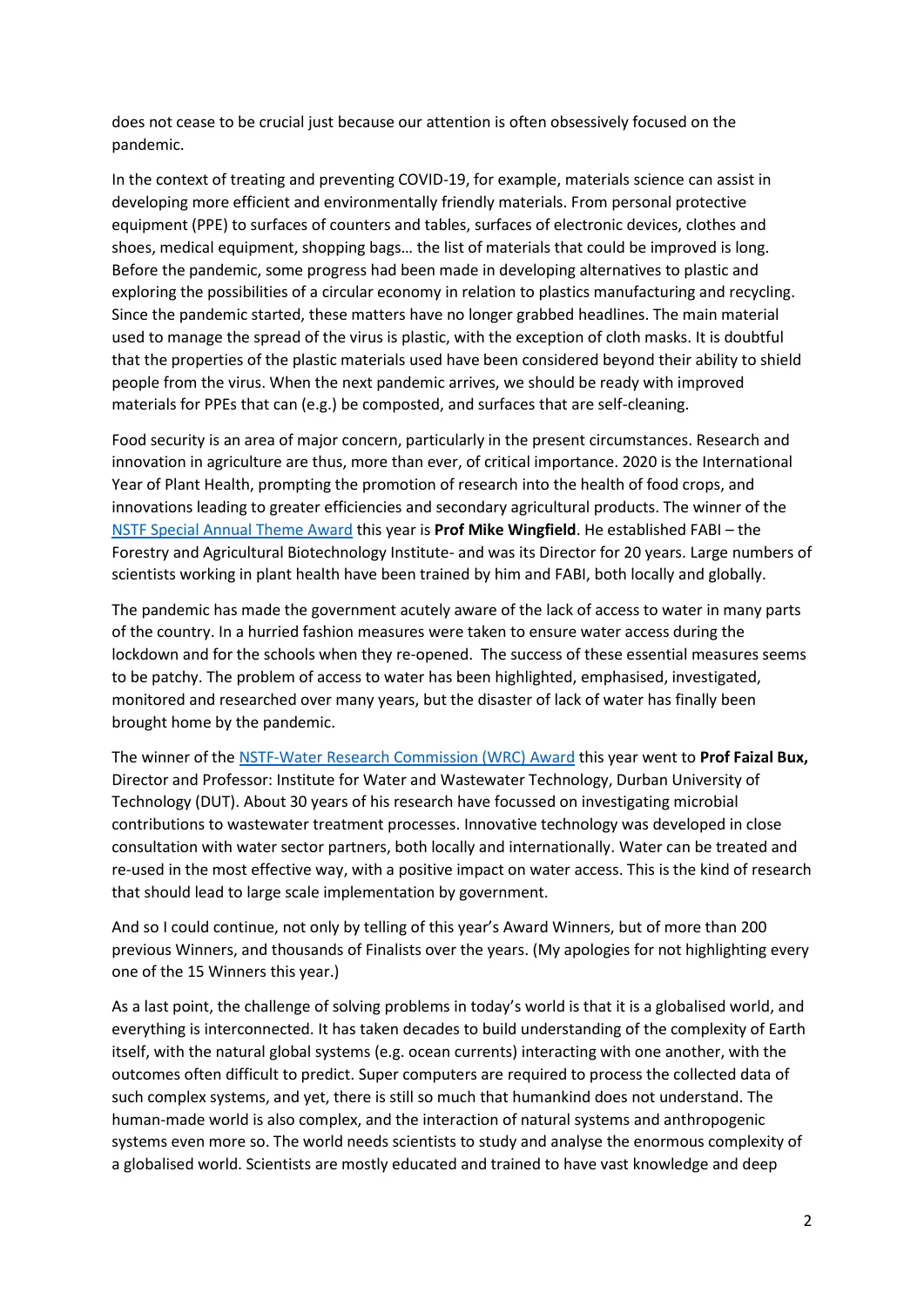does not cease to be crucial just because our attention is often obsessively focused on the pandemic.

In the context of treating and preventing COVID-19, for example, materials science can assist in developing more efficient and environmentally friendly materials. From personal protective equipment (PPE) to surfaces of counters and tables, surfaces of electronic devices, clothes and shoes, medical equipment, shopping bags… the list of materials that could be improved is long. Before the pandemic, some progress had been made in developing alternatives to plastic and exploring the possibilities of a circular economy in relation to plastics manufacturing and recycling. Since the pandemic started, these matters have no longer grabbed headlines. The main material used to manage the spread of the virus is plastic, with the exception of cloth masks. It is doubtful that the properties of the plastic materials used have been considered beyond their ability to shield people from the virus. When the next pandemic arrives, we should be ready with improved materials for PPEs that can (e.g.) be composted, and surfaces that are self-cleaning.

Food security is an area of major concern, particularly in the present circumstances. Research and innovation in agriculture are thus, more than ever, of critical importance. 2020 is the International Year of Plant Health, prompting the promotion of research into the health of food crops, and innovations leading to greater efficiencies and secondary agricultural products. The winner of the NSTF Special Annual Theme Award this year is **Prof Mike Wingfield**. He established FABI – the Forestry and Agricultural Biotechnology Institute- and was its Director for 20 years. Large numbers of scientists working in plant health have been trained by him and FABI, both locally and globally.

The pandemic has made the government acutely aware of the lack of access to water in many parts of the country. In a hurried fashion measures were taken to ensure water access during the lockdown and for the schools when they re-opened. The success of these essential measures seems to be patchy. The problem of access to water has been highlighted, emphasised, investigated, monitored and researched over many years, but the disaster of lack of water has finally been brought home by the pandemic.

The winner of the NSTF-Water Research Commission (WRC) Award this year went to **Prof Faizal Bux,** Director and Professor: Institute for Water and Wastewater Technology, Durban University of Technology (DUT). About 30 years of his research have focussed on investigating microbial contributions to wastewater treatment processes. Innovative technology was developed in close consultation with water sector partners, both locally and internationally. Water can be treated and re-used in the most effective way, with a positive impact on water access. This is the kind of research that should lead to large scale implementation by government.

And so I could continue, not only by telling of this year's Award Winners, but of more than 200 previous Winners, and thousands of Finalists over the years. (My apologies for not highlighting every one of the 15 Winners this year.)

As a last point, the challenge of solving problems in today's world is that it is a globalised world, and everything is interconnected. It has taken decades to build understanding of the complexity of Earth itself, with the natural global systems (e.g. ocean currents) interacting with one another, with the outcomes often difficult to predict. Super computers are required to process the collected data of such complex systems, and yet, there is still so much that humankind does not understand. The human-made world is also complex, and the interaction of natural systems and anthropogenic systems even more so. The world needs scientists to study and analyse the enormous complexity of a globalised world. Scientists are mostly educated and trained to have vast knowledge and deep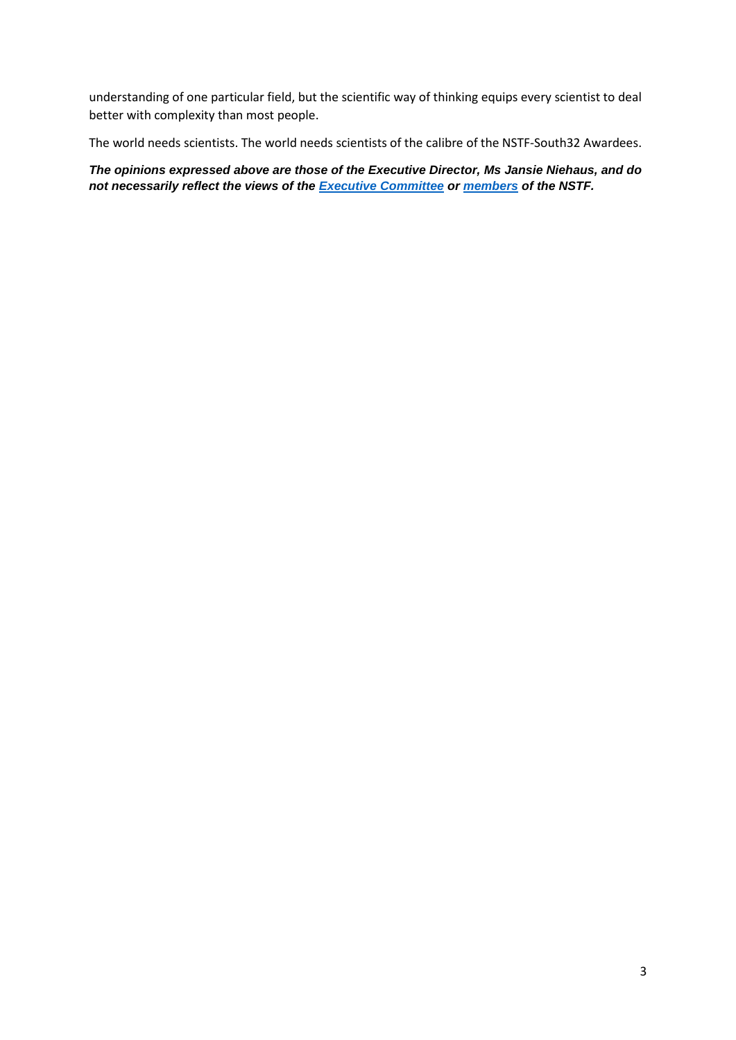understanding of one particular field, but the scientific way of thinking equips every scientist to deal better with complexity than most people.

The world needs scientists. The world needs scientists of the calibre of the NSTF-South32 Awardees.

***The opinions expressed above are those of the Executive Director, Ms Jansie Niehaus, and do not necessarily reflect the views of the Executive Committee or members of the NSTF.***